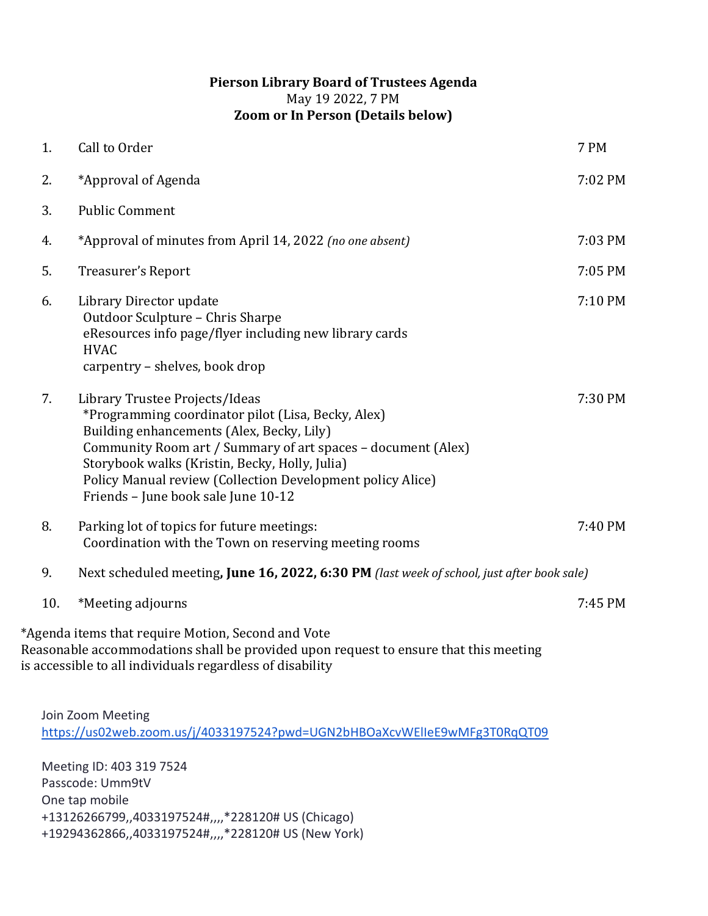# Pierson Library Board of Trustees Agenda

May 19 2022, 7 PM

**Zoom or In Person (Details below)**

| | | |
|---|---|---|
| 1. | Call to Order | 7 PM |
| 2. | *Approval of Agenda | 7:02 PM |
| 3. | Public Comment | |
| 4. | *Approval of minutes from April 14, 2022 *(no one absent)* | 7:03 PM |
| 5. | Treasurer's Report | 7:05 PM |
| 6. | Library Director update<br>Outdoor Sculpture – Chris Sharpe<br>eResources info page/flyer including new library cards<br>HVAC<br>carpentry – shelves, book drop | 7:10 PM |
| 7. | Library Trustee Projects/Ideas<br>*Programming coordinator pilot (Lisa, Becky, Alex)<br>Building enhancements (Alex, Becky, Lily)<br>Community Room art / Summary of art spaces – document (Alex)<br>Storybook walks (Kristin, Becky, Holly, Julia)<br>Policy Manual review (Collection Development policy Alice)<br>Friends – June book sale June 10-12 | 7:30 PM |
| 8. | Parking lot of topics for future meetings:<br>Coordination with the Town on reserving meeting rooms | 7:40 PM |
| 9. | Next scheduled meeting**, June 16, 2022, 6:30 PM** *(last week of school, just after book sale)* | |
| 10. | *Meeting adjourns | 7:45 PM |

*Agenda items that require Motion, Second and Vote

Reasonable accommodations shall be provided upon request to ensure that this meeting is accessible to all individuals regardless of disability

Join Zoom Meeting

https://us02web.zoom.us/j/4033197524?pwd=UGN2bHBOaXcvWElIeE9wMFg3T0RqQT09

Meeting ID: 403 319 7524

Passcode: Umm9tV

One tap mobile

+13126266799,,4033197524#,,,,*228120# US (Chicago)

+19294362866,,4033197524#,,,,*228120# US (New York)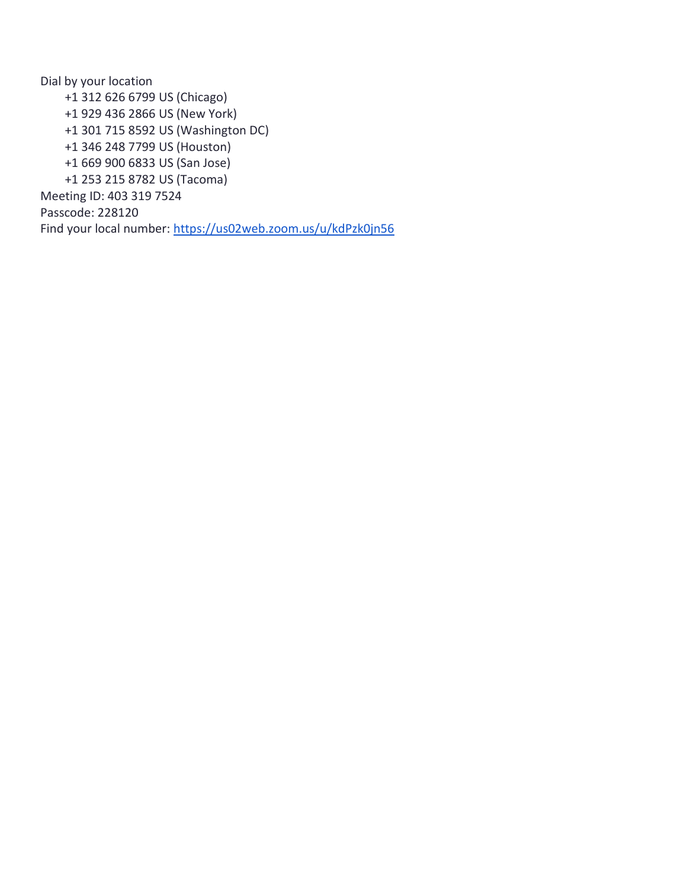Dial by your location

- +1 312 626 6799 US (Chicago)
- +1 929 436 2866 US (New York)
- +1 301 715 8592 US (Washington DC)
- +1 346 248 7799 US (Houston)
- +1 669 900 6833 US (San Jose)
- +1 253 215 8782 US (Tacoma)

Meeting ID: 403 319 7524

Passcode: 228120

Find your local number: https://us02web.zoom.us/u/kdPzk0jn56